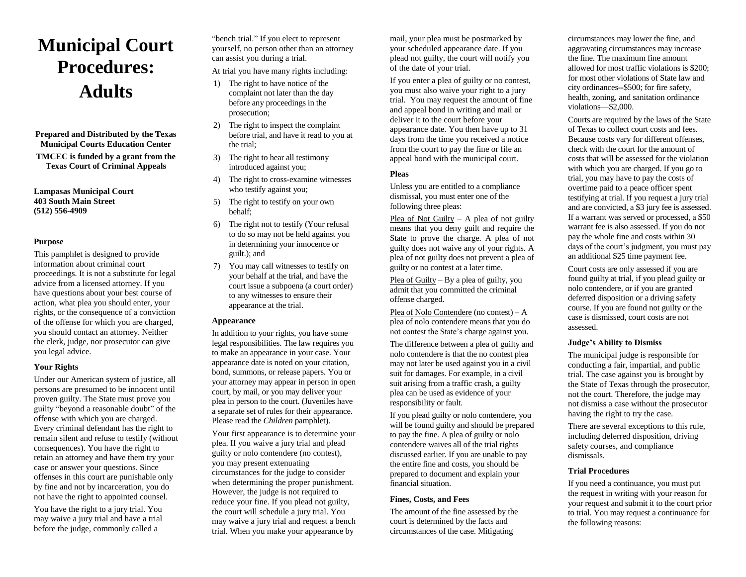# Municipal Court Procedures: Adults

**Prepared and Distributed by the Texas Municipal Courts Education Center**

**TMCEC is funded by a grant from the Texas Court of Criminal Appeals**

**Lampasas Municipal Court**
**403 South Main Street**
**(512) 556-4909**

### Purpose

This pamphlet is designed to provide information about criminal court proceedings. It is not a substitute for legal advice from a licensed attorney. If you have questions about your best course of action, what plea you should enter, your rights, or the consequence of a conviction of the offense for which you are charged, you should contact an attorney. Neither the clerk, judge, nor prosecutor can give you legal advice.

### Your Rights

Under our American system of justice, all persons are presumed to be innocent until proven guilty. The State must prove you guilty "beyond a reasonable doubt" of the offense with which you are charged. Every criminal defendant has the right to remain silent and refuse to testify (without consequences). You have the right to retain an attorney and have them try your case or answer your questions. Since offenses in this court are punishable only by fine and not by incarceration, you do not have the right to appointed counsel.

You have the right to a jury trial. You may waive a jury trial and have a trial before the judge, commonly called a "bench trial." If you elect to represent yourself, no person other than an attorney can assist you during a trial.

At trial you have many rights including:

1) The right to have notice of the complaint not later than the day before any proceedings in the prosecution;
2) The right to inspect the complaint before trial, and have it read to you at the trial;
3) The right to hear all testimony introduced against you;
4) The right to cross-examine witnesses who testify against you;
5) The right to testify on your own behalf;
6) The right not to testify (Your refusal to do so may not be held against you in determining your innocence or guilt.); and
7) You may call witnesses to testify on your behalf at the trial, and have the court issue a subpoena (a court order) to any witnesses to ensure their appearance at the trial.

### Appearance

In addition to your rights, you have some legal responsibilities. The law requires you to make an appearance in your case. Your appearance date is noted on your citation, bond, summons, or release papers. You or your attorney may appear in person in open court, by mail, or you may deliver your plea in person to the court. (Juveniles have a separate set of rules for their appearance. Please read the *Children* pamphlet).

Your first appearance is to determine your plea. If you waive a jury trial and plead guilty or nolo contendere (no contest), you may present extenuating circumstances for the judge to consider when determining the proper punishment. However, the judge is not required to reduce your fine. If you plead not guilty, the court will schedule a jury trial. You may waive a jury trial and request a bench trial. When you make your appearance by mail, your plea must be postmarked by your scheduled appearance date. If you plead not guilty, the court will notify you of the date of your trial.

If you enter a plea of guilty or no contest, you must also waive your right to a jury trial. You may request the amount of fine and appeal bond in writing and mail or deliver it to the court before your appearance date. You then have up to 31 days from the time you received a notice from the court to pay the fine or file an appeal bond with the municipal court.

### Pleas

Unless you are entitled to a compliance dismissal, you must enter one of the following three pleas:

Plea of Not Guilty – A plea of not guilty means that you deny guilt and require the State to prove the charge. A plea of not guilty does not waive any of your rights. A plea of not guilty does not prevent a plea of guilty or no contest at a later time.

Plea of Guilty – By a plea of guilty, you admit that you committed the criminal offense charged.

Plea of Nolo Contendere (no contest) – A plea of nolo contendere means that you do not contest the State's charge against you.

The difference between a plea of guilty and nolo contendere is that the no contest plea may not later be used against you in a civil suit for damages. For example, in a civil suit arising from a traffic crash, a guilty plea can be used as evidence of your responsibility or fault.

If you plead guilty or nolo contendere, you will be found guilty and should be prepared to pay the fine. A plea of guilty or nolo contendere waives all of the trial rights discussed earlier. If you are unable to pay the entire fine and costs, you should be prepared to document and explain your financial situation.

### Fines, Costs, and Fees

The amount of the fine assessed by the court is determined by the facts and circumstances of the case. Mitigating circumstances may lower the fine, and aggravating circumstances may increase the fine. The maximum fine amount allowed for most traffic violations is $200; for most other violations of State law and city ordinances--$500; for fire safety, health, zoning, and sanitation ordinance violations—$2,000.

Courts are required by the laws of the State of Texas to collect court costs and fees. Because costs vary for different offenses, check with the court for the amount of costs that will be assessed for the violation with which you are charged. If you go to trial, you may have to pay the costs of overtime paid to a peace officer spent testifying at trial. If you request a jury trial and are convicted, a $3 jury fee is assessed. If a warrant was served or processed, a $50 warrant fee is also assessed. If you do not pay the whole fine and costs within 30 days of the court's judgment, you must pay an additional $25 time payment fee.

Court costs are only assessed if you are found guilty at trial, if you plead guilty or nolo contendere, or if you are granted deferred disposition or a driving safety course. If you are found not guilty or the case is dismissed, court costs are not assessed.

### Judge's Ability to Dismiss

The municipal judge is responsible for conducting a fair, impartial, and public trial. The case against you is brought by the State of Texas through the prosecutor, not the court. Therefore, the judge may not dismiss a case without the prosecutor having the right to try the case.

There are several exceptions to this rule, including deferred disposition, driving safety courses, and compliance dismissals.

### Trial Procedures

If you need a continuance, you must put the request in writing with your reason for your request and submit it to the court prior to trial. You may request a continuance for the following reasons: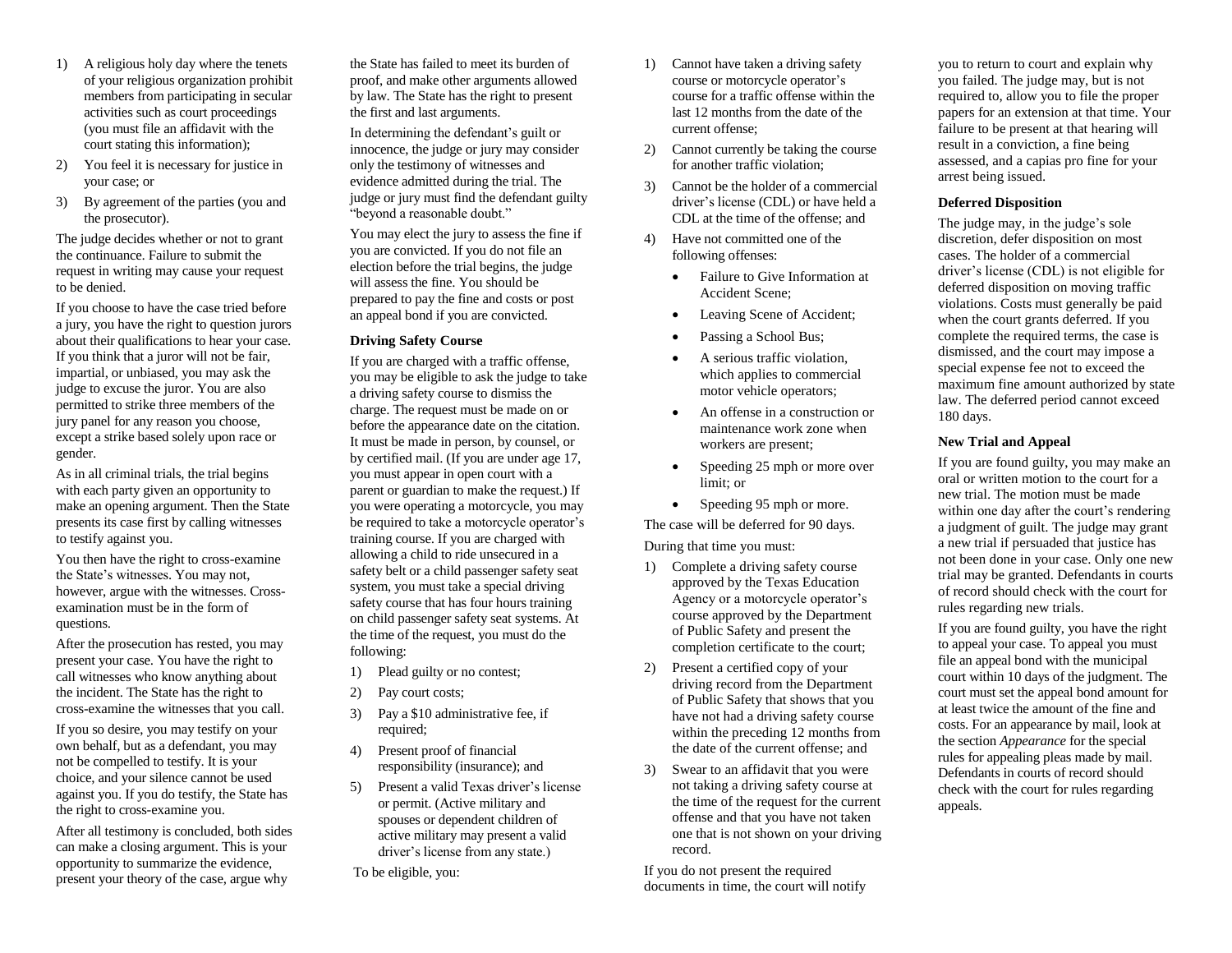1) A religious holy day where the tenets of your religious organization prohibit members from participating in secular activities such as court proceedings (you must file an affidavit with the court stating this information);
2) You feel it is necessary for justice in your case; or
3) By agreement of the parties (you and the prosecutor).

The judge decides whether or not to grant the continuance. Failure to submit the request in writing may cause your request to be denied.

If you choose to have the case tried before a jury, you have the right to question jurors about their qualifications to hear your case. If you think that a juror will not be fair, impartial, or unbiased, you may ask the judge to excuse the juror. You are also permitted to strike three members of the jury panel for any reason you choose, except a strike based solely upon race or gender.

As in all criminal trials, the trial begins with each party given an opportunity to make an opening argument. Then the State presents its case first by calling witnesses to testify against you.

You then have the right to cross-examine the State's witnesses. You may not, however, argue with the witnesses. Cross-examination must be in the form of questions.

After the prosecution has rested, you may present your case. You have the right to call witnesses who know anything about the incident. The State has the right to cross-examine the witnesses that you call.

If you so desire, you may testify on your own behalf, but as a defendant, you may not be compelled to testify. It is your choice, and your silence cannot be used against you. If you do testify, the State has the right to cross-examine you.

After all testimony is concluded, both sides can make a closing argument. This is your opportunity to summarize the evidence, present your theory of the case, argue why the State has failed to meet its burden of proof, and make other arguments allowed by law. The State has the right to present the first and last arguments.

In determining the defendant's guilt or innocence, the judge or jury may consider only the testimony of witnesses and evidence admitted during the trial. The judge or jury must find the defendant guilty "beyond a reasonable doubt."

You may elect the jury to assess the fine if you are convicted. If you do not file an election before the trial begins, the judge will assess the fine. You should be prepared to pay the fine and costs or post an appeal bond if you are convicted.

**Driving Safety Course**

If you are charged with a traffic offense, you may be eligible to ask the judge to take a driving safety course to dismiss the charge. The request must be made on or before the appearance date on the citation. It must be made in person, by counsel, or by certified mail. (If you are under age 17, you must appear in open court with a parent or guardian to make the request.) If you were operating a motorcycle, you may be required to take a motorcycle operator's training course. If you are charged with allowing a child to ride unsecured in a safety belt or a child passenger safety seat system, you must take a special driving safety course that has four hours training on child passenger safety seat systems. At the time of the request, you must do the following:

1) Plead guilty or no contest;
2) Pay court costs;
3) Pay a $10 administrative fee, if required;
4) Present proof of financial responsibility (insurance); and
5) Present a valid Texas driver's license or permit. (Active military and spouses or dependent children of active military may present a valid driver's license from any state.)

To be eligible, you:

1) Cannot have taken a driving safety course or motorcycle operator's course for a traffic offense within the last 12 months from the date of the current offense;
2) Cannot currently be taking the course for another traffic violation;
3) Cannot be the holder of a commercial driver's license (CDL) or have held a CDL at the time of the offense; and
4) Have not committed one of the following offenses:
   - Failure to Give Information at Accident Scene;
   - Leaving Scene of Accident;
   - Passing a School Bus;
   - A serious traffic violation, which applies to commercial motor vehicle operators;
   - An offense in a construction or maintenance work zone when workers are present;
   - Speeding 25 mph or more over limit; or
   - Speeding 95 mph or more.

The case will be deferred for 90 days.

During that time you must:

1) Complete a driving safety course approved by the Texas Education Agency or a motorcycle operator's course approved by the Department of Public Safety and present the completion certificate to the court;
2) Present a certified copy of your driving record from the Department of Public Safety that shows that you have not had a driving safety course within the preceding 12 months from the date of the current offense; and
3) Swear to an affidavit that you were not taking a driving safety course at the time of the request for the current offense and that you have not taken one that is not shown on your driving record.

If you do not present the required documents in time, the court will notify you to return to court and explain why you failed. The judge may, but is not required to, allow you to file the proper papers for an extension at that time. Your failure to be present at that hearing will result in a conviction, a fine being assessed, and a capias pro fine for your arrest being issued.

**Deferred Disposition**

The judge may, in the judge's sole discretion, defer disposition on most cases. The holder of a commercial driver's license (CDL) is not eligible for deferred disposition on moving traffic violations. Costs must generally be paid when the court grants deferred. If you complete the required terms, the case is dismissed, and the court may impose a special expense fee not to exceed the maximum fine amount authorized by state law. The deferred period cannot exceed 180 days.

**New Trial and Appeal**

If you are found guilty, you may make an oral or written motion to the court for a new trial. The motion must be made within one day after the court's rendering a judgment of guilt. The judge may grant a new trial if persuaded that justice has not been done in your case. Only one new trial may be granted. Defendants in courts of record should check with the court for rules regarding new trials.

If you are found guilty, you have the right to appeal your case. To appeal you must file an appeal bond with the municipal court within 10 days of the judgment. The court must set the appeal bond amount for at least twice the amount of the fine and costs. For an appearance by mail, look at the section *Appearance* for the special rules for appealing pleas made by mail. Defendants in courts of record should check with the court for rules regarding appeals.